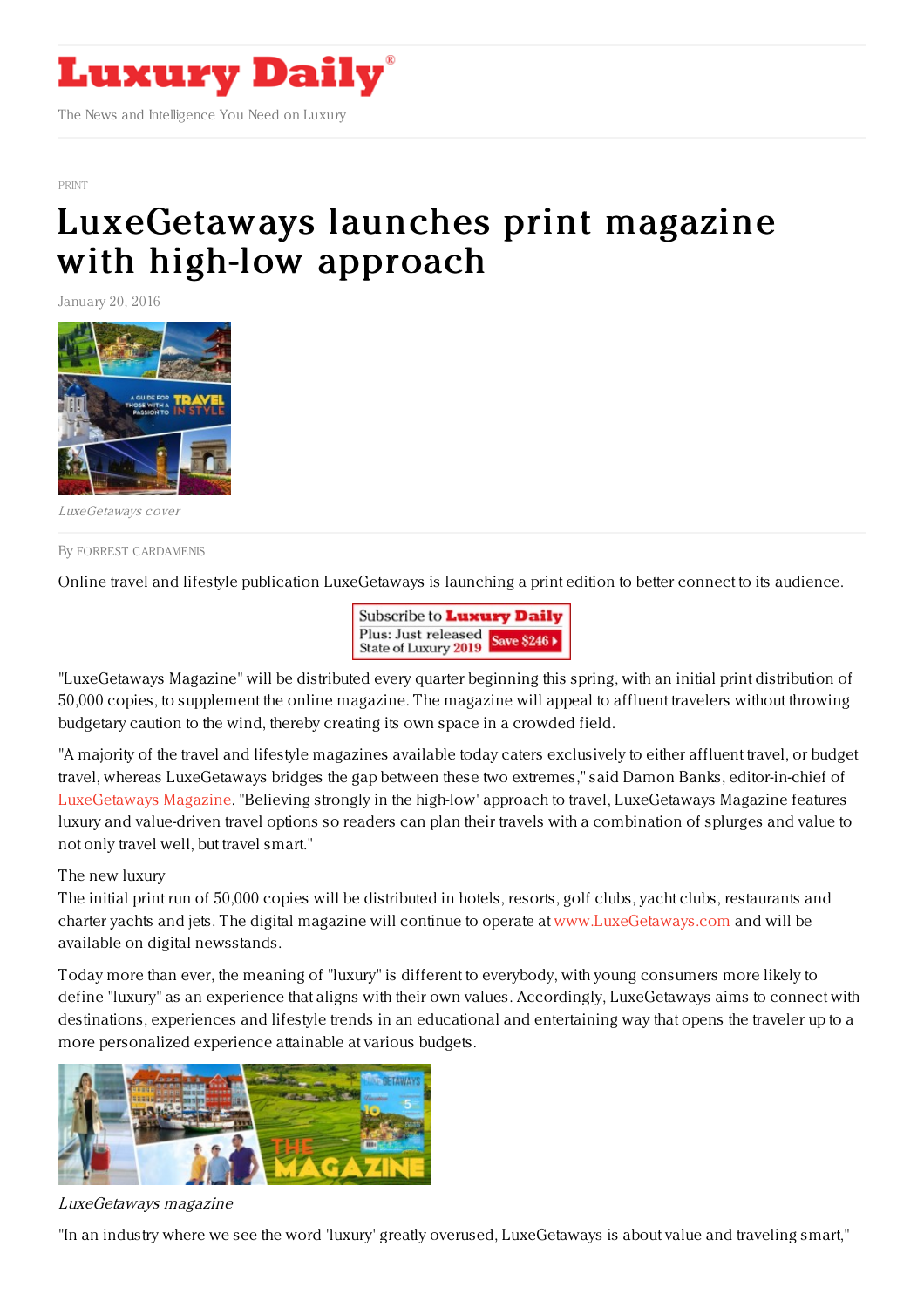PRINT

# LuxeGetaways launches print magazine with high-low approach

January 20, 2016

*LuxeGetaways cover*

By FORREST CARDAMENIS

Online travel and lifestyle publication LuxeGetaways is launching a print edition to better connect to its audience.

"LuxeGetaways Magazine" will be distributed every quarter beginning this spring, with an initial print distribution of 50,000 copies, to supplement the online magazine. The magazine will appeal to affluent travelers without throwing budgetary caution to the wind, thereby creating its own space in a crowded field.

"A majority of the travel and lifestyle magazines available today caters exclusively to either affluent travel, or budget travel, whereas LuxeGetaways bridges the gap between these two extremes," said Damon Banks, editor-in-chief of LuxeGetaways Magazine. "Believing strongly in the high-low' approach to travel, LuxeGetaways Magazine features luxury and value-driven travel options so readers can plan their travels with a combination of splurges and value to not only travel well, but travel smart."

The new luxury

The initial print run of 50,000 copies will be distributed in hotels, resorts, golf clubs, yacht clubs, restaurants and charter yachts and jets. The digital magazine will continue to operate at www.LuxeGetaways.com and will be available on digital newsstands.

Today more than ever, the meaning of "luxury" is different to everybody, with young consumers more likely to define "luxury" as an experience that aligns with their own values. Accordingly, LuxeGetaways aims to connect with destinations, experiences and lifestyle trends in an educational and entertaining way that opens the traveler up to a more personalized experience attainable at various budgets.

*LuxeGetaways magazine*

"In an industry where we see the word 'luxury' greatly overused, LuxeGetaways is about value and traveling smart,"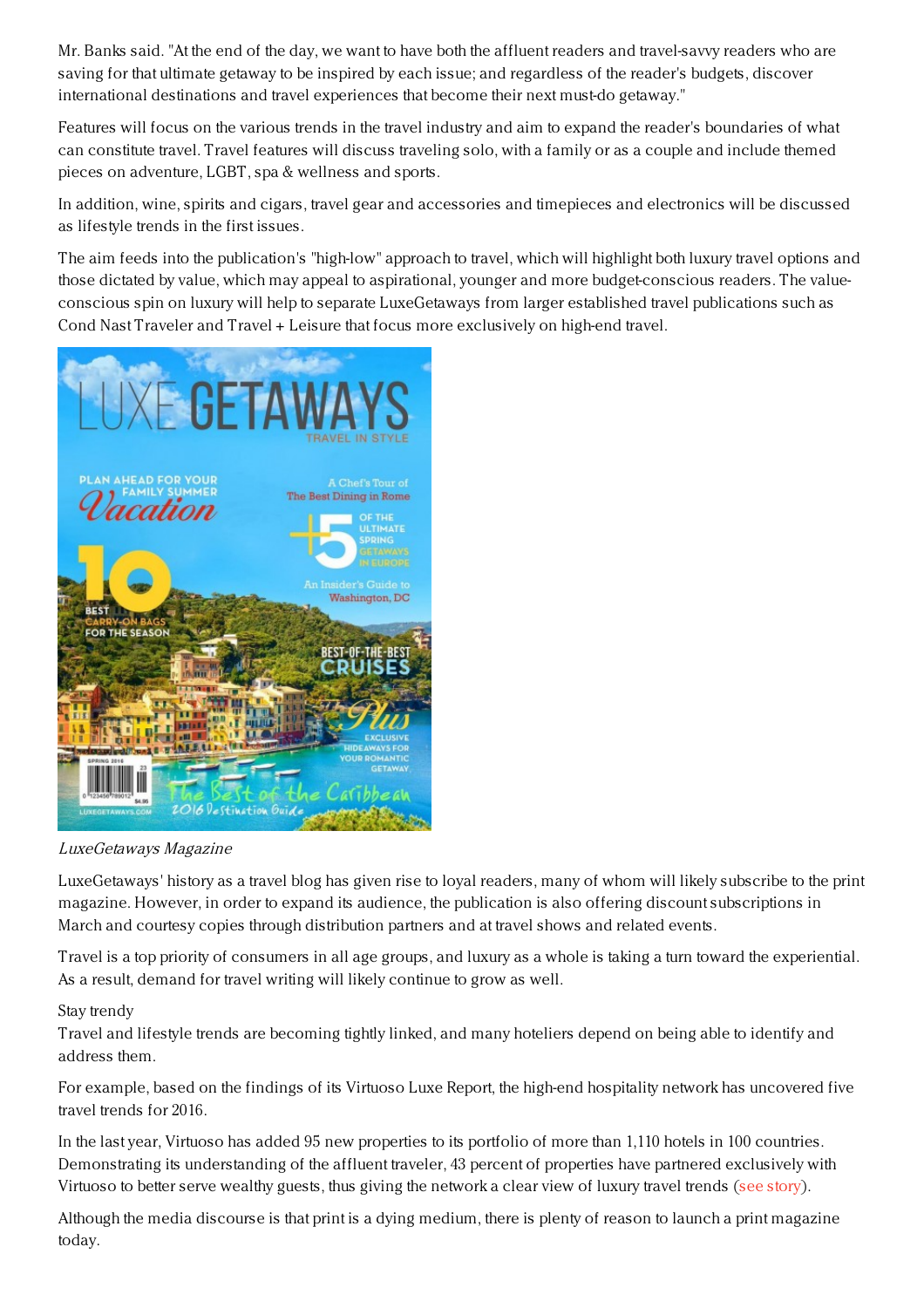Mr. Banks said. "At the end of the day, we want to have both the affluent readers and travel-savvy readers who are saving for that ultimate getaway to be inspired by each issue; and regardless of the reader's budgets, discover international destinations and travel experiences that become their next must-do getaway."

Features will focus on the various trends in the travel industry and aim to expand the reader's boundaries of what can constitute travel. Travel features will discuss traveling solo, with a family or as a couple and include themed pieces on adventure, LGBT, spa & wellness and sports.

In addition, wine, spirits and cigars, travel gear and accessories and timepieces and electronics will be discussed as lifestyle trends in the first issues.

The aim feeds into the publication's "high-low" approach to travel, which will highlight both luxury travel options and those dictated by value, which may appeal to aspirational, younger and more budget-conscious readers. The value-conscious spin on luxury will help to separate LuxeGetaways from larger established travel publications such as Cond Nast Traveler and Travel + Leisure that focus more exclusively on high-end travel.

*LuxeGetaways Magazine*

LuxeGetaways' history as a travel blog has given rise to loyal readers, many of whom will likely subscribe to the print magazine. However, in order to expand its audience, the publication is also offering discount subscriptions in March and courtesy copies through distribution partners and at travel shows and related events.

Travel is a top priority of consumers in all age groups, and luxury as a whole is taking a turn toward the experiential. As a result, demand for travel writing will likely continue to grow as well.

Stay trendy

Travel and lifestyle trends are becoming tightly linked, and many hoteliers depend on being able to identify and address them.

For example, based on the findings of its Virtuoso Luxe Report, the high-end hospitality network has uncovered five travel trends for 2016.

In the last year, Virtuoso has added 95 new properties to its portfolio of more than 1,110 hotels in 100 countries. Demonstrating its understanding of the affluent traveler, 43 percent of properties have partnered exclusively with Virtuoso to better serve wealthy guests, thus giving the network a clear view of luxury travel trends (see story).

Although the media discourse is that print is a dying medium, there is plenty of reason to launch a print magazine today.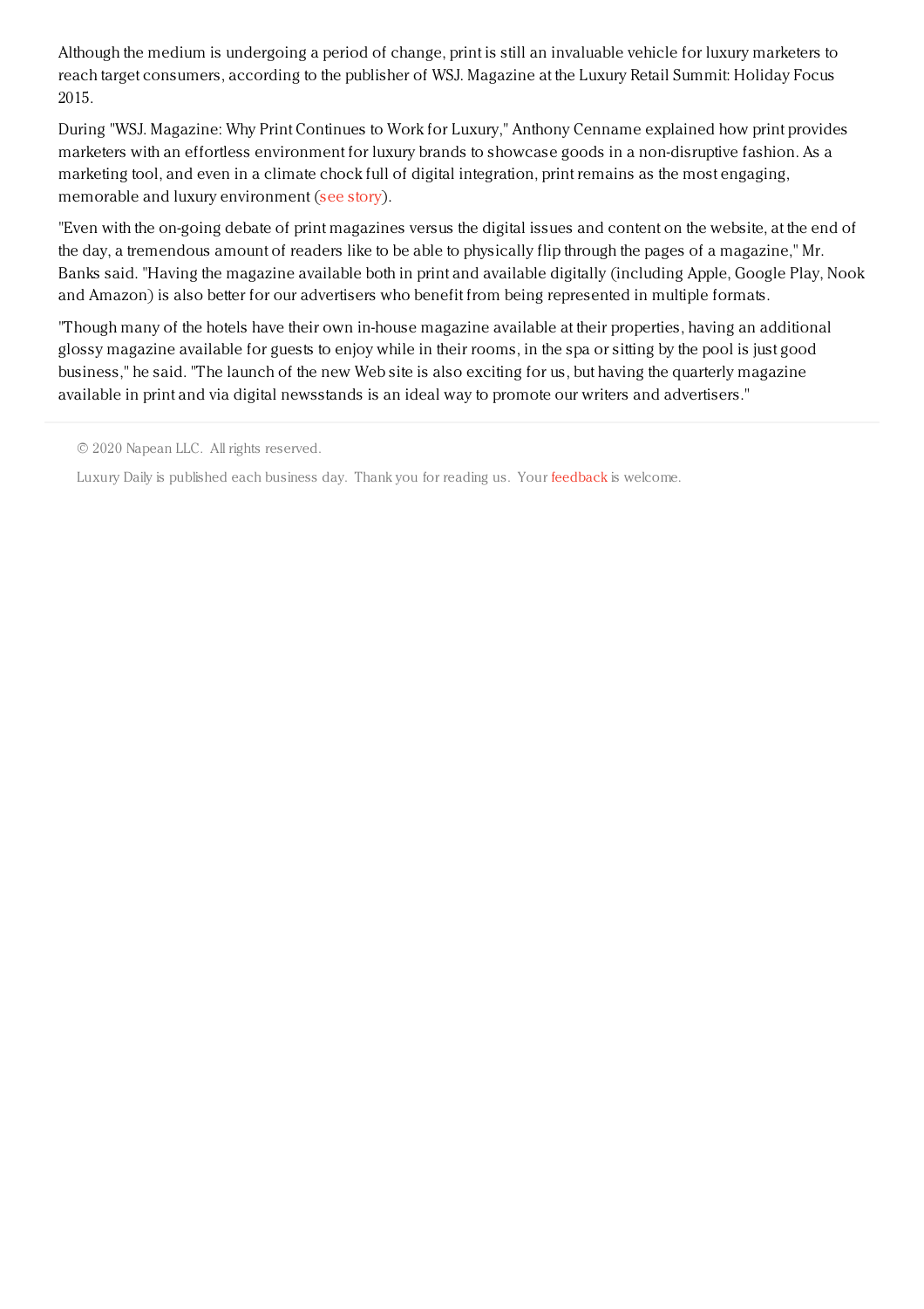Although the medium is undergoing a period of change, print is still an invaluable vehicle for luxury marketers to reach target consumers, according to the publisher of WSJ. Magazine at the Luxury Retail Summit: Holiday Focus 2015.

During "WSJ. Magazine: Why Print Continues to Work for Luxury," Anthony Cenname explained how print provides marketers with an effortless environment for luxury brands to showcase goods in a non-disruptive fashion. As a marketing tool, and even in a climate chock full of digital integration, print remains as the most engaging, memorable and luxury environment (see story).

"Even with the on-going debate of print magazines versus the digital issues and content on the website, at the end of the day, a tremendous amount of readers like to be able to physically flip through the pages of a magazine," Mr. Banks said. "Having the magazine available both in print and available digitally (including Apple, Google Play, Nook and Amazon) is also better for our advertisers who benefit from being represented in multiple formats.

"Though many of the hotels have their own in-house magazine available at their properties, having an additional glossy magazine available for guests to enjoy while in their rooms, in the spa or sitting by the pool is just good business," he said. "The launch of the new Web site is also exciting for us, but having the quarterly magazine available in print and via digital newsstands is an ideal way to promote our writers and advertisers."

© 2020 Napean LLC. All rights reserved.

Luxury Daily is published each business day. Thank you for reading us. Your feedback is welcome.